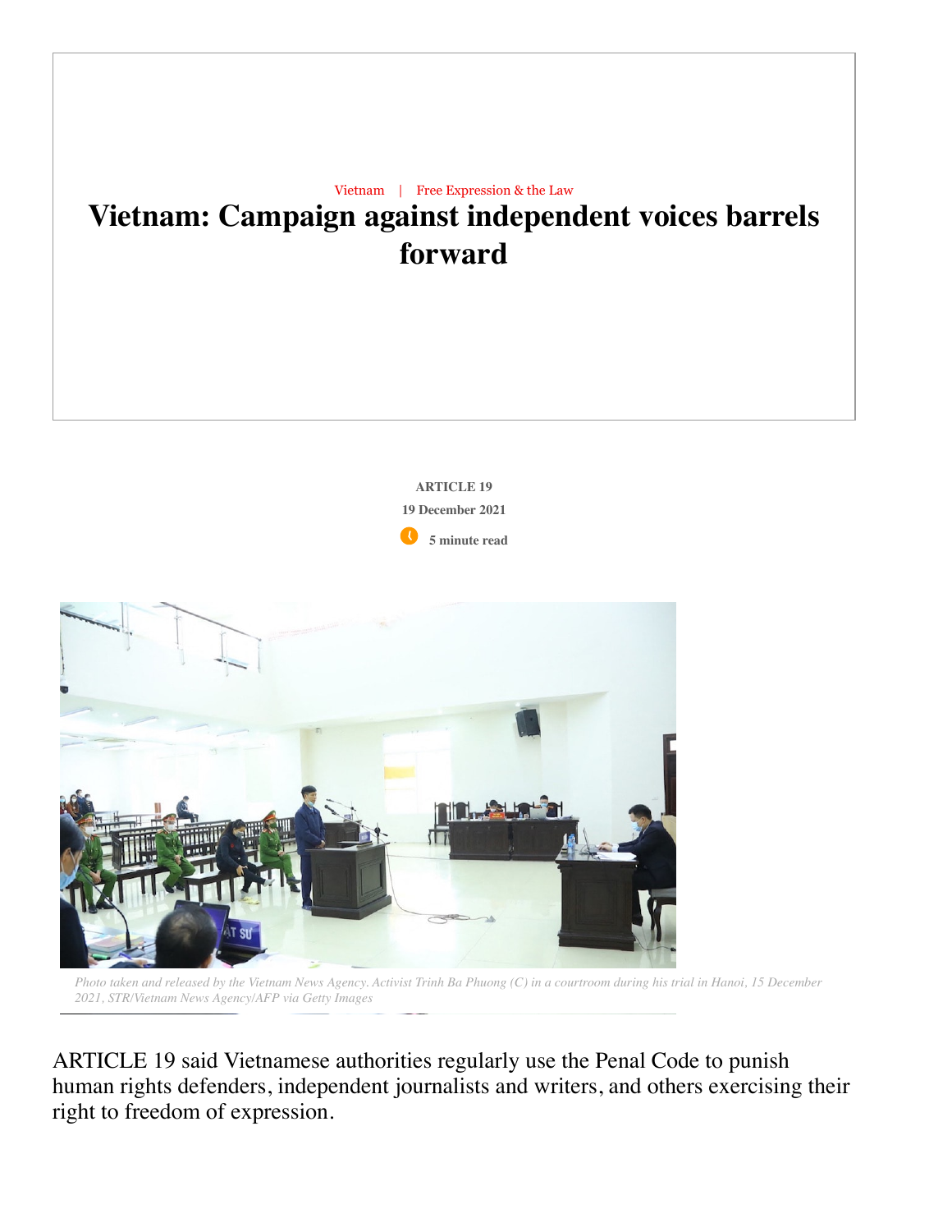Vietnam | Free Expression & the Law

# Vietnam: Campaign against independent voices barrels forward

**ARTICLE 19**

**19 December 2021**

**5 minute read**

*Photo taken and released by the Vietnam News Agency. Activist Trinh Ba Phuong (C) in a courtroom during his trial in Hanoi, 15 December 2021, STR/Vietnam News Agency/AFP via Getty Images*

ARTICLE 19 said Vietnamese authorities regularly use the Penal Code to punish human rights defenders, independent journalists and writers, and others exercising their right to freedom of expression.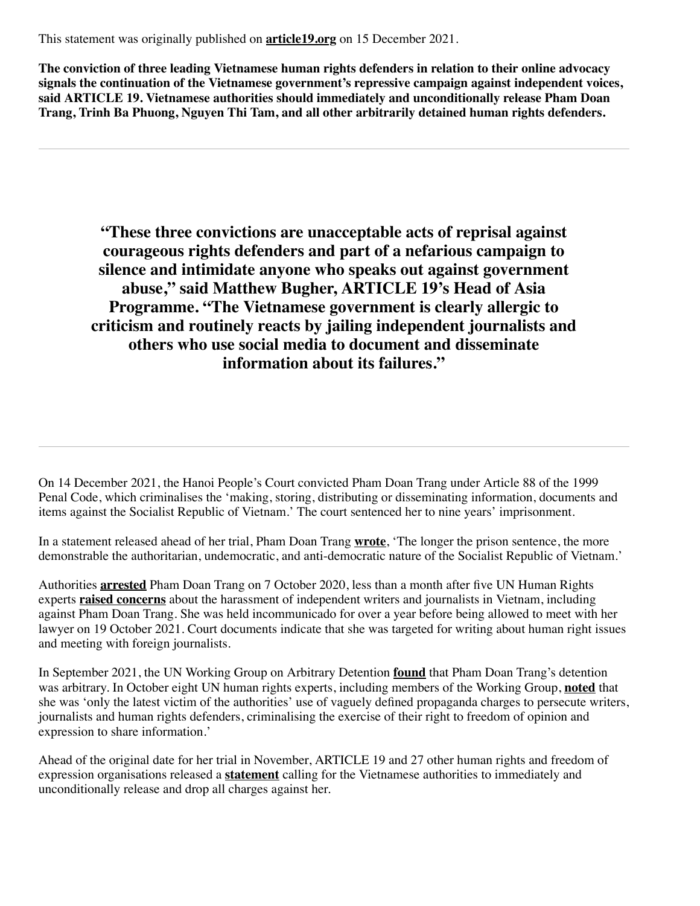This statement was originally published on **article19.org** on 15 December 2021.

**The conviction of three leading Vietnamese human rights defenders in relation to their online advocacy signals the continuation of the Vietnamese government's repressive campaign against independent voices, said ARTICLE 19. Vietnamese authorities should immediately and unconditionally release Pham Doan Trang, Trinh Ba Phuong, Nguyen Thi Tam, and all other arbitrarily detained human rights defenders.**

---

> **"These three convictions are unacceptable acts of reprisal against courageous rights defenders and part of a nefarious campaign to silence and intimidate anyone who speaks out against government abuse," said Matthew Bugher, ARTICLE 19's Head of Asia Programme. "The Vietnamese government is clearly allergic to criticism and routinely reacts by jailing independent journalists and others who use social media to document and disseminate information about its failures."**

---

On 14 December 2021, the Hanoi People's Court convicted Pham Doan Trang under Article 88 of the 1999 Penal Code, which criminalises the 'making, storing, distributing or disseminating information, documents and items against the Socialist Republic of Vietnam.' The court sentenced her to nine years' imprisonment.

In a statement released ahead of her trial, Pham Doan Trang **wrote**, 'The longer the prison sentence, the more demonstrable the authoritarian, undemocratic, and anti-democratic nature of the Socialist Republic of Vietnam.'

Authorities **arrested** Pham Doan Trang on 7 October 2020, less than a month after five UN Human Rights experts **raised concerns** about the harassment of independent writers and journalists in Vietnam, including against Pham Doan Trang. She was held incommunicado for over a year before being allowed to meet with her lawyer on 19 October 2021. Court documents indicate that she was targeted for writing about human right issues and meeting with foreign journalists.

In September 2021, the UN Working Group on Arbitrary Detention **found** that Pham Doan Trang's detention was arbitrary. In October eight UN human rights experts, including members of the Working Group, **noted** that she was 'only the latest victim of the authorities' use of vaguely defined propaganda charges to persecute writers, journalists and human rights defenders, criminalising the exercise of their right to freedom of opinion and expression to share information.'

Ahead of the original date for her trial in November, ARTICLE 19 and 27 other human rights and freedom of expression organisations released a **statement** calling for the Vietnamese authorities to immediately and unconditionally release and drop all charges against her.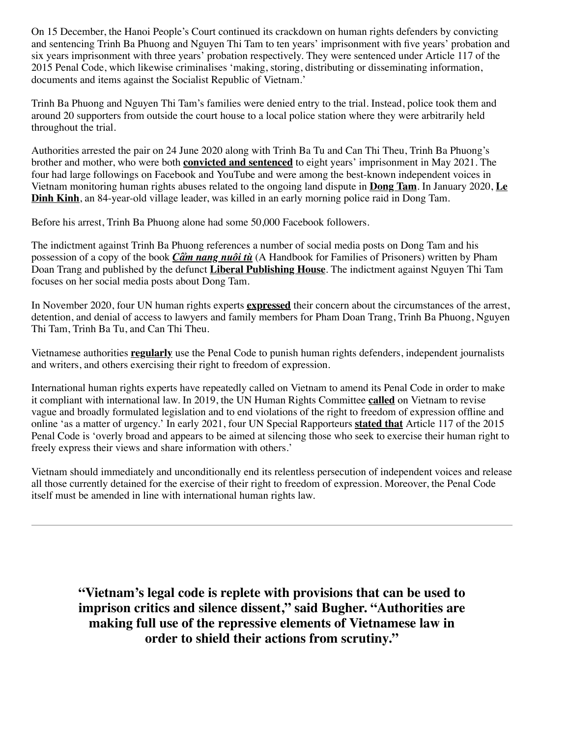On 15 December, the Hanoi People's Court continued its crackdown on human rights defenders by convicting and sentencing Trinh Ba Phuong and Nguyen Thi Tam to ten years' imprisonment with five years' probation and six years imprisonment with three years' probation respectively. They were sentenced under Article 117 of the 2015 Penal Code, which likewise criminalises 'making, storing, distributing or disseminating information, documents and items against the Socialist Republic of Vietnam.'

Trinh Ba Phuong and Nguyen Thi Tam's families were denied entry to the trial. Instead, police took them and around 20 supporters from outside the court house to a local police station where they were arbitrarily held throughout the trial.

Authorities arrested the pair on 24 June 2020 along with Trinh Ba Tu and Can Thi Theu, Trinh Ba Phuong's brother and mother, who were both **convicted and sentenced** to eight years' imprisonment in May 2021. The four had large followings on Facebook and YouTube and were among the best-known independent voices in Vietnam monitoring human rights abuses related to the ongoing land dispute in **Dong Tam**. In January 2020, **Le Dinh Kinh**, an 84-year-old village leader, was killed in an early morning police raid in Dong Tam.

Before his arrest, Trinh Ba Phuong alone had some 50,000 Facebook followers.

The indictment against Trinh Ba Phuong references a number of social media posts on Dong Tam and his possession of a copy of the book ***Cẩm nang nuôi tù*** (A Handbook for Families of Prisoners) written by Pham Doan Trang and published by the defunct **Liberal Publishing House**. The indictment against Nguyen Thi Tam focuses on her social media posts about Dong Tam.

In November 2020, four UN human rights experts **expressed** their concern about the circumstances of the arrest, detention, and denial of access to lawyers and family members for Pham Doan Trang, Trinh Ba Phuong, Nguyen Thi Tam, Trinh Ba Tu, and Can Thi Theu.

Vietnamese authorities **regularly** use the Penal Code to punish human rights defenders, independent journalists and writers, and others exercising their right to freedom of expression.

International human rights experts have repeatedly called on Vietnam to amend its Penal Code in order to make it compliant with international law. In 2019, the UN Human Rights Committee **called** on Vietnam to revise vague and broadly formulated legislation and to end violations of the right to freedom of expression offline and online 'as a matter of urgency.' In early 2021, four UN Special Rapporteurs **stated that** Article 117 of the 2015 Penal Code is 'overly broad and appears to be aimed at silencing those who seek to exercise their human right to freely express their views and share information with others.'

Vietnam should immediately and unconditionally end its relentless persecution of independent voices and release all those currently detained for the exercise of their right to freedom of expression. Moreover, the Penal Code itself must be amended in line with international human rights law.

---

**"Vietnam's legal code is replete with provisions that can be used to imprison critics and silence dissent," said Bugher. "Authorities are making full use of the repressive elements of Vietnamese law in order to shield their actions from scrutiny."**